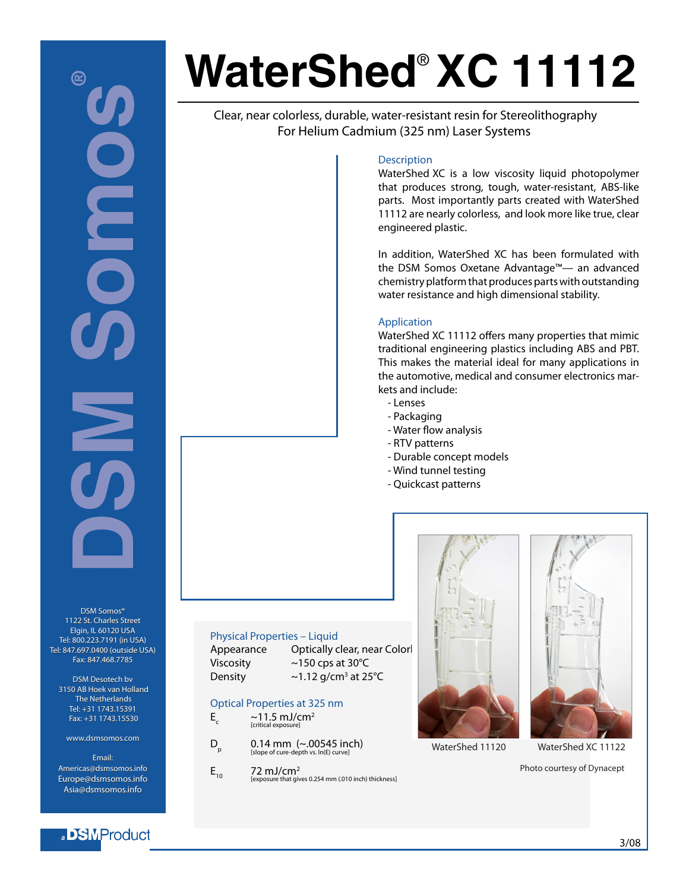# WaterShed® XC 11112

Clear, near colorless, durable, water-resistant resin for Stereolithography
For Helium Cadmium (325 nm) Laser Systems

## Description

WaterShed XC is a low viscosity liquid photopolymer that produces strong, tough, water-resistant, ABS-like parts. Most importantly parts created with WaterShed 11112 are nearly colorless, and look more like true, clear engineered plastic.

In addition, WaterShed XC has been formulated with the DSM Somos Oxetane Advantage™— an advanced chemistry platform that produces parts with outstanding water resistance and high dimensional stability.

## Application

WaterShed XC 11112 offers many properties that mimic traditional engineering plastics including ABS and PBT. This makes the material ideal for many applications in the automotive, medical and consumer electronics markets and include:

- Lenses
- Packaging
- Water flow analysis
- RTV patterns
- Durable concept models
- Wind tunnel testing
- Quickcast patterns

## Physical Properties – Liquid

| | |
|---|---|
| Appearance | Optically clear, near Colorl |
| Viscosity | ~150 cps at 30°C |
| Density | ~1.12 g/cm³ at 25°C |

## Optical Properties at 325 nm

| | |
|---|---|
| $E_c$ | ~11.5 mJ/cm² [critical exposure] |
| $D_p$ | 0.14 mm (~.00545 inch) [slope of cure-depth vs. ln(E) curve] |
| $E_{10}$ | 72 mJ/cm² [exposure that gives 0.254 mm (.010 inch) thickness] |

WaterShed 11120 &nbsp;&nbsp;&nbsp; WaterShed XC 11122

Photo courtesy of Dynacept

DSM Somos®
1122 St. Charles Street
Elgin, IL 60120 USA
Tel: 800.223.7191 (in USA)
Tel: 847.697.0400 (outside USA)
Fax: 847.468.7785

DSM Desotech bv
3150 AB Hoek van Holland
The Netherlands
Tel: +31 1743.15391
Fax: +31 1743.15530

www.dsmsomos.com

Email:
Americas@dsmsomos.info
Europe@dsmsomos.info
Asia@dsmsomos.info

a DSM Product

3/08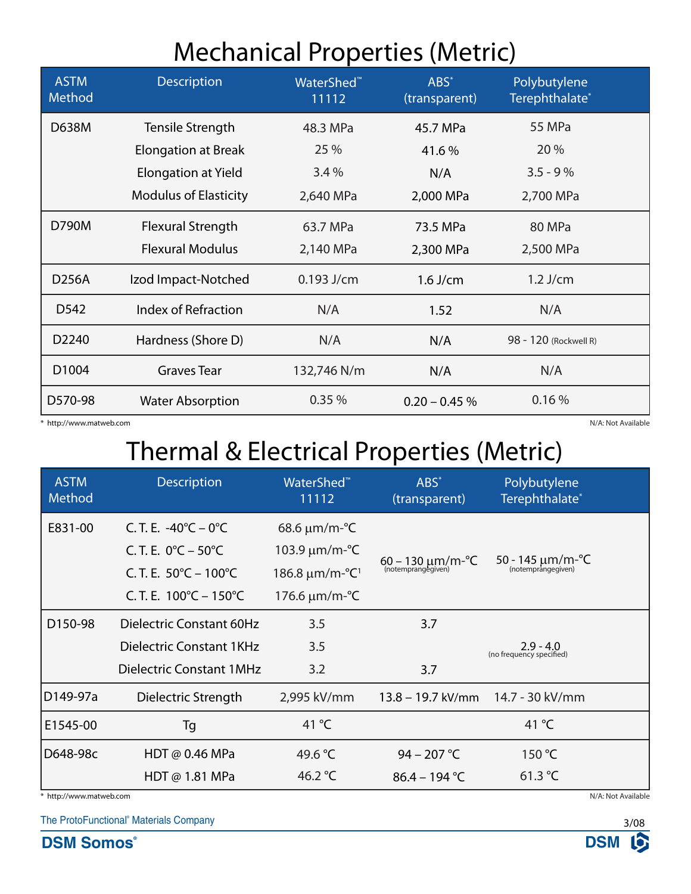# Mechanical Properties (Metric)

| ASTM Method | Description | WaterShed™ 11112 | ABS* (transparent) | Polybutylene Terephthalate* |
|---|---|---|---|---|
| D638M | Tensile Strength | 48.3 MPa | 45.7 MPa | 55 MPa |
| | Elongation at Break | 25 % | 41.6 % | 20 % |
| | Elongation at Yield | 3.4 % | N/A | 3.5 - 9 % |
| | Modulus of Elasticity | 2,640 MPa | 2,000 MPa | 2,700 MPa |
| D790M | Flexural Strength | 63.7 MPa | 73.5 MPa | 80 MPa |
| | Flexural Modulus | 2,140 MPa | 2,300 MPa | 2,500 MPa |
| D256A | Izod Impact-Notched | 0.193 J/cm | 1.6 J/cm | 1.2 J/cm |
| D542 | Index of Refraction | N/A | 1.52 | N/A |
| D2240 | Hardness (Shore D) | N/A | N/A | 98 - 120 (Rockwell R) |
| D1004 | Graves Tear | 132,746 N/m | N/A | N/A |
| D570-98 | Water Absorption | 0.35 % | 0.20 – 0.45 % | 0.16 % |

\* http://www.matweb.com

N/A: Not Available

# Thermal & Electrical Properties (Metric)

| ASTM Method | Description | WaterShed™ 11112 | ABS* (transparent) | Polybutylene Terephthalate* |
|---|---|---|---|---|
| E831-00 | C. T. E. -40°C – 0°C | 68.6 µm/m-°C | 60 – 130 µm/m-°C (notemprangegiven) | 50 - 145 µm/m-°C (notemprangegiven) |
| | C. T. E. 0°C – 50°C | 103.9 µm/m-°C | | |
| | C. T. E. 50°C – 100°C | 186.8 µm/m-°C[1] | | |
| | C. T. E. 100°C – 150°C | 176.6 µm/m-°C | | |
| D150-98 | Dielectric Constant 60Hz | 3.5 | 3.7 | 2.9 - 4.0 (no frequency specified) |
| | Dielectric Constant 1KHz | 3.5 | | |
| | Dielectric Constant 1MHz | 3.2 | 3.7 | |
| D149-97a | Dielectric Strength | 2,995 kV/mm | 13.8 – 19.7 kV/mm | 14.7 - 30 kV/mm |
| E1545-00 | Tg | 41 °C | | 41 °C |
| D648-98c | HDT @ 0.46 MPa | 49.6 °C | 94 – 207 °C | 150 °C |
| | HDT @ 1.81 MPa | 46.2 °C | 86.4 – 194 °C | 61.3 °C |

\* http://www.matweb.com

N/A: Not Available

The ProtoFunctional® Materials Company

DSM Somos®

3/08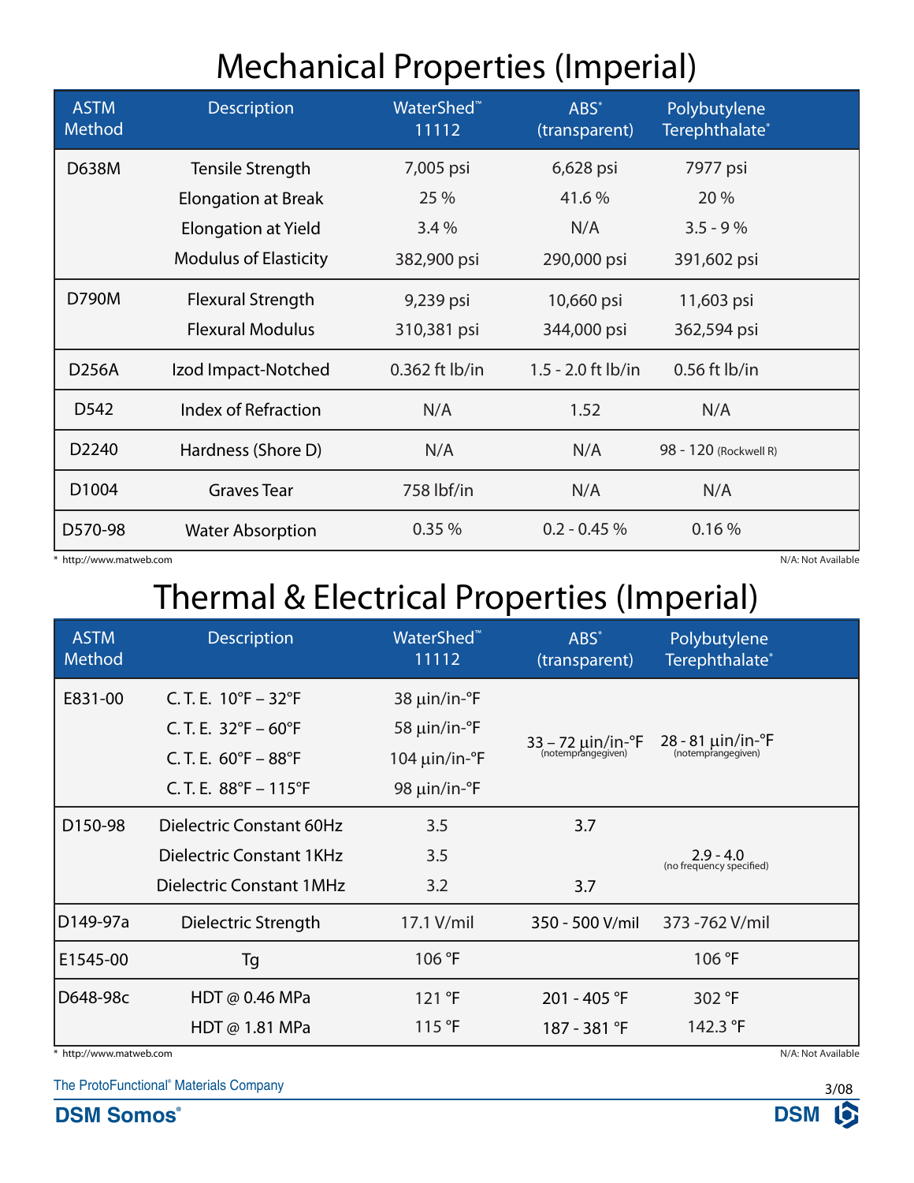# Mechanical Properties (Imperial)

| ASTM Method | Description | WaterShed™ 11112 | ABS* (transparent) | Polybutylene Terephthalate* |
|---|---|---|---|---|
| D638M | Tensile Strength | 7,005 psi | 6,628 psi | 7977 psi |
| | Elongation at Break | 25 % | 41.6 % | 20 % |
| | Elongation at Yield | 3.4 % | N/A | 3.5 - 9 % |
| | Modulus of Elasticity | 382,900 psi | 290,000 psi | 391,602 psi |
| D790M | Flexural Strength | 9,239 psi | 10,660 psi | 11,603 psi |
| | Flexural Modulus | 310,381 psi | 344,000 psi | 362,594 psi |
| D256A | Izod Impact-Notched | 0.362 ft lb/in | 1.5 - 2.0 ft lb/in | 0.56 ft lb/in |
| D542 | Index of Refraction | N/A | 1.52 | N/A |
| D2240 | Hardness (Shore D) | N/A | N/A | 98 - 120 (Rockwell R) |
| D1004 | Graves Tear | 758 lbf/in | N/A | N/A |
| D570-98 | Water Absorption | 0.35 % | 0.2 - 0.45 % | 0.16 % |

* http://www.matweb.com

N/A: Not Available

# Thermal & Electrical Properties (Imperial)

| ASTM Method | Description | WaterShed™ 11112 | ABS* (transparent) | Polybutylene Terephthalate* |
|---|---|---|---|---|
| E831-00 | C. T. E. 10°F – 32°F | 38 µin/in-°F | 33 – 72 µin/in-°F (no temp range given) | 28 - 81 µin/in-°F (no temp range given) |
| | C. T. E. 32°F – 60°F | 58 µin/in-°F | | |
| | C. T. E. 60°F – 88°F | 104 µin/in-°F | | |
| | C. T. E. 88°F – 115°F | 98 µin/in-°F | | |
| D150-98 | Dielectric Constant 60Hz | 3.5 | 3.7 | 2.9 - 4.0 (no frequency specified) |
| | Dielectric Constant 1KHz | 3.5 | | |
| | Dielectric Constant 1MHz | 3.2 | 3.7 | |
| D149-97a | Dielectric Strength | 17.1 V/mil | 350 - 500 V/mil | 373 -762 V/mil |
| E1545-00 | Tg | 106 °F | | 106 °F |
| D648-98c | HDT @ 0.46 MPa | 121 °F | 201 - 405 °F | 302 °F |
| | HDT @ 1.81 MPa | 115 °F | 187 - 381 °F | 142.3 °F |

* http://www.matweb.com

N/A: Not Available

The ProtoFunctional® Materials Company

DSM Somos®

3/08

DSM